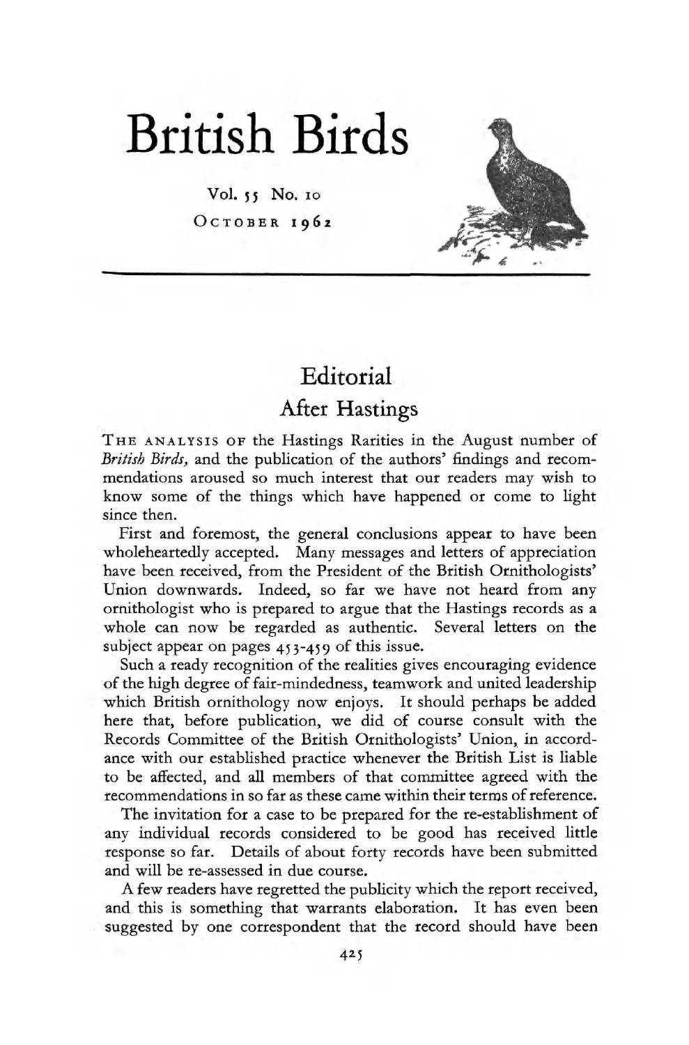# British Birds

Vol. 55 No. 10

October 1962

## Editorial

### After Hastings

THE ANALYSIS OF the Hastings Rarities in the August number of *British Birds*, and the publication of the authors' findings and recommendations aroused so much interest that our readers may wish to know some of the things which have happened or come to light since then.

First and foremost, the general conclusions appear to have been wholeheartedly accepted. Many messages and letters of appreciation have been received, from the President of the British Ornithologists' Union downwards. Indeed, so far we have not heard from any ornithologist who is prepared to argue that the Hastings records as a whole can now be regarded as authentic. Several letters on the subject appear on pages 453-459 of this issue.

Such a ready recognition of the realities gives encouraging evidence of the high degree of fair-mindedness, teamwork and united leadership which British ornithology now enjoys. It should perhaps be added here that, before publication, we did of course consult with the Records Committee of the British Ornithologists' Union, in accordance with our established practice whenever the British List is liable to be affected, and all members of that committee agreed with the recommendations in so far as these came within their terms of reference.

The invitation for a case to be prepared for the re-establishment of any individual records considered to be good has received little response so far. Details of about forty records have been submitted and will be re-assessed in due course.

A few readers have regretted the publicity which the report received, and this is something that warrants elaboration. It has even been suggested by one correspondent that the record should have been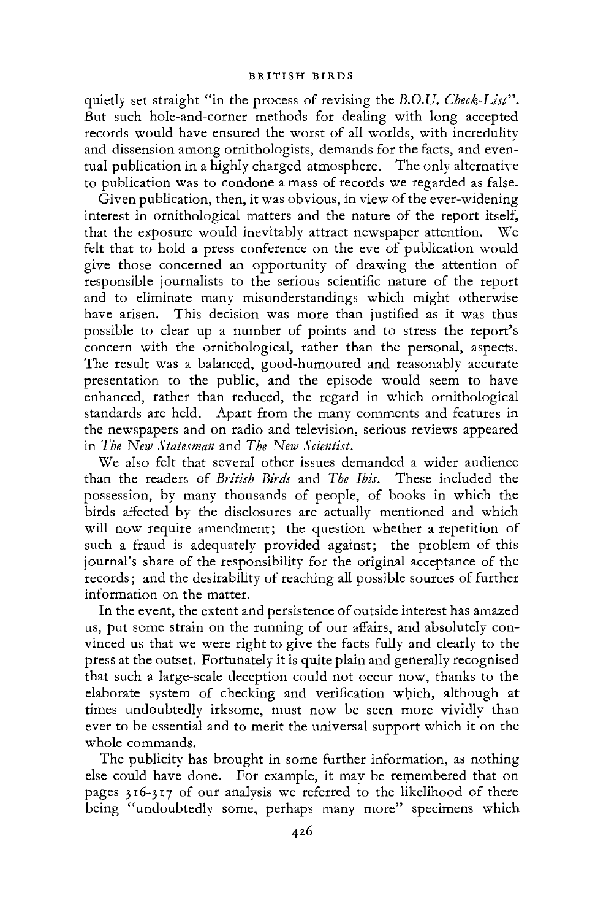quietly set straight "in the process of revising the *B.O.U. Check-List*". But such hole-and-corner methods for dealing with long accepted records would have ensured the worst of all worlds, with incredulity and dissension among ornithologists, demands for the facts, and eventual publication in a highly charged atmosphere. The only alternative to publication was to condone a mass of records we regarded as false.

Given publication, then, it was obvious, in view of the ever-widening interest in ornithological matters and the nature of the report itself, that the exposure would inevitably attract newspaper attention. We felt that to hold a press conference on the eve of publication would give those concerned an opportunity of drawing the attention of responsible journalists to the serious scientific nature of the report and to eliminate many misunderstandings which might otherwise have arisen. This decision was more than justified as it was thus possible to clear up a number of points and to stress the report's concern with the ornithological, rather than the personal, aspects. The result was a balanced, good-humoured and reasonably accurate presentation to the public, and the episode would seem to have enhanced, rather than reduced, the regard in which ornithological standards are held. Apart from the many comments and features in the newspapers and on radio and television, serious reviews appeared in *The New Statesman* and *The New Scientist*.

We also felt that several other issues demanded a wider audience than the readers of *British Birds* and *The Ibis*. These included the possession, by many thousands of people, of books in which the birds affected by the disclosures are actually mentioned and which will now require amendment; the question whether a repetition of such a fraud is adequately provided against; the problem of this journal's share of the responsibility for the original acceptance of the records; and the desirability of reaching all possible sources of further information on the matter.

In the event, the extent and persistence of outside interest has amazed us, put some strain on the running of our affairs, and absolutely convinced us that we were right to give the facts fully and clearly to the press at the outset. Fortunately it is quite plain and generally recognised that such a large-scale deception could not occur now, thanks to the elaborate system of checking and verification which, although at times undoubtedly irksome, must now be seen more vividly than ever to be essential and to merit the universal support which it on the whole commands.

The publicity has brought in some further information, as nothing else could have done. For example, it may be remembered that on pages 316-317 of our analysis we referred to the likelihood of there being "undoubtedly some, perhaps many more" specimens which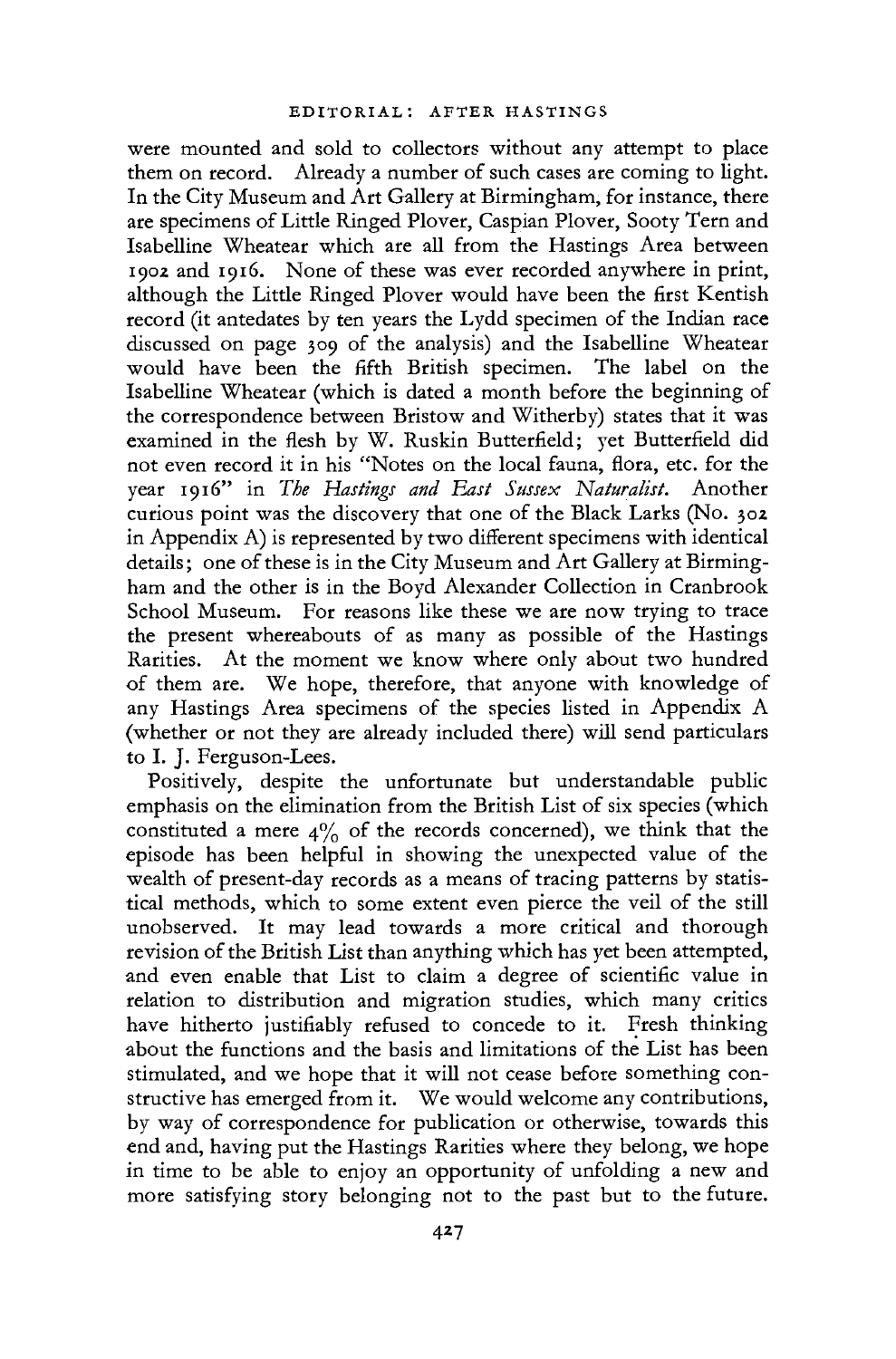were mounted and sold to collectors without any attempt to place them on record. Already a number of such cases are coming to light. In the City Museum and Art Gallery at Birmingham, for instance, there are specimens of Little Ringed Plover, Caspian Plover, Sooty Tern and Isabelline Wheatear which are all from the Hastings Area between 1902 and 1916. None of these was ever recorded anywhere in print, although the Little Ringed Plover would have been the first Kentish record (it antedates by ten years the Lydd specimen of the Indian race discussed on page 309 of the analysis) and the Isabelline Wheatear would have been the fifth British specimen. The label on the Isabelline Wheatear (which is dated a month before the beginning of the correspondence between Bristow and Witherby) states that it was examined in the flesh by W. Ruskin Butterfield; yet Butterfield did not even record it in his "Notes on the local fauna, flora, etc. for the year 1916" in *The Hastings and East Sussex Naturalist.* Another curious point was the discovery that one of the Black Larks (No. 302 in Appendix A) is represented by two different specimens with identical details; one of these is in the City Museum and Art Gallery at Birmingham and the other is in the Boyd Alexander Collection in Cranbrook School Museum. For reasons like these we are now trying to trace the present whereabouts of as many as possible of the Hastings Rarities. At the moment we know where only about two hundred of them are. We hope, therefore, that anyone with knowledge of any Hastings Area specimens of the species listed in Appendix A (whether or not they are already included there) will send particulars to I. J. Ferguson-Lees.

Positively, despite the unfortunate but understandable public emphasis on the elimination from the British List of six species (which constituted a mere 4% of the records concerned), we think that the episode has been helpful in showing the unexpected value of the wealth of present-day records as a means of tracing patterns by statistical methods, which to some extent even pierce the veil of the still unobserved. It may lead towards a more critical and thorough revision of the British List than anything which has yet been attempted, and even enable that List to claim a degree of scientific value in relation to distribution and migration studies, which many critics have hitherto justifiably refused to concede to it. Fresh thinking about the functions and the basis and limitations of the List has been stimulated, and we hope that it will not cease before something constructive has emerged from it. We would welcome any contributions, by way of correspondence for publication or otherwise, towards this end and, having put the Hastings Rarities where they belong, we hope in time to be able to enjoy an opportunity of unfolding a new and more satisfying story belonging not to the past but to the future.